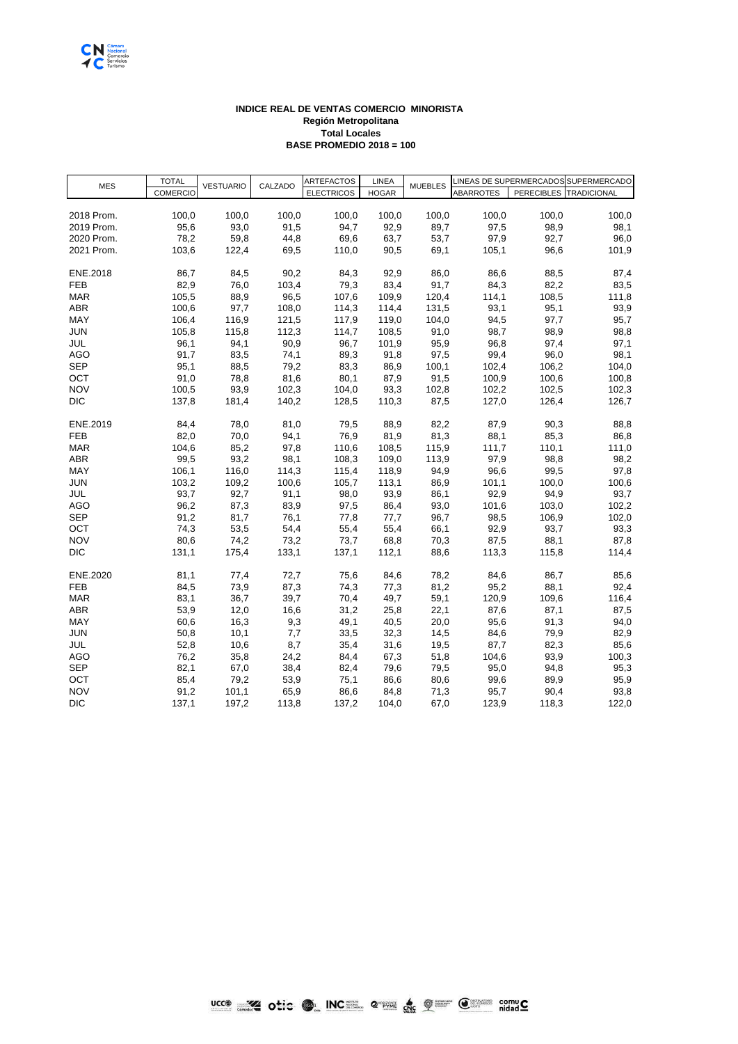**INDICE REAL DE VENTAS COMERCIO MINORISTA**
**Región Metropolitana**
**Total Locales**
**BASE PROMEDIO 2018 = 100**

| MES | TOTAL COMERCIO | VESTUARIO | CALZADO | ARTEFACTOS ELECTRICOS | LINEA HOGAR | MUEBLES | LINEAS DE SUPERMERCADOS ABARROTES | PERECIBLES | SUPERMERCADO TRADICIONAL |
|---|---|---|---|---|---|---|---|---|---|
| 2018 Prom. | 100,0 | 100,0 | 100,0 | 100,0 | 100,0 | 100,0 | 100,0 | 100,0 | 100,0 |
| 2019 Prom. | 95,6 | 93,0 | 91,5 | 94,7 | 92,9 | 89,7 | 97,5 | 98,9 | 98,1 |
| 2020 Prom. | 78,2 | 59,8 | 44,8 | 69,6 | 63,7 | 53,7 | 97,9 | 92,7 | 96,0 |
| 2021 Prom. | 103,6 | 122,4 | 69,5 | 110,0 | 90,5 | 69,1 | 105,1 | 96,6 | 101,9 |
| | | | | | | | | | |
| ENE.2018 | 86,7 | 84,5 | 90,2 | 84,3 | 92,9 | 86,0 | 86,6 | 88,5 | 87,4 |
| FEB | 82,9 | 76,0 | 103,4 | 79,3 | 83,4 | 91,7 | 84,3 | 82,2 | 83,5 |
| MAR | 105,5 | 88,9 | 96,5 | 107,6 | 109,9 | 120,4 | 114,1 | 108,5 | 111,8 |
| ABR | 100,6 | 97,7 | 108,0 | 114,3 | 114,4 | 131,5 | 93,1 | 95,1 | 93,9 |
| MAY | 106,4 | 116,9 | 121,5 | 117,9 | 119,0 | 104,0 | 94,5 | 97,7 | 95,7 |
| JUN | 105,8 | 115,8 | 112,3 | 114,7 | 108,5 | 91,0 | 98,7 | 98,9 | 98,8 |
| JUL | 96,1 | 94,1 | 90,9 | 96,7 | 101,9 | 95,9 | 96,8 | 97,4 | 97,1 |
| AGO | 91,7 | 83,5 | 74,1 | 89,3 | 91,8 | 97,5 | 99,4 | 96,0 | 98,1 |
| SEP | 95,1 | 88,5 | 79,2 | 83,3 | 86,9 | 100,1 | 102,4 | 106,2 | 104,0 |
| OCT | 91,0 | 78,8 | 81,6 | 80,1 | 87,9 | 91,5 | 100,9 | 100,6 | 100,8 |
| NOV | 100,5 | 93,9 | 102,3 | 104,0 | 93,3 | 102,8 | 102,2 | 102,5 | 102,3 |
| DIC | 137,8 | 181,4 | 140,2 | 128,5 | 110,3 | 87,5 | 127,0 | 126,4 | 126,7 |
| | | | | | | | | | |
| ENE.2019 | 84,4 | 78,0 | 81,0 | 79,5 | 88,9 | 82,2 | 87,9 | 90,3 | 88,8 |
| FEB | 82,0 | 70,0 | 94,1 | 76,9 | 81,9 | 81,3 | 88,1 | 85,3 | 86,8 |
| MAR | 104,6 | 85,2 | 97,8 | 110,6 | 108,5 | 115,9 | 111,7 | 110,1 | 111,0 |
| ABR | 99,5 | 93,2 | 98,1 | 108,3 | 109,0 | 113,9 | 97,9 | 98,8 | 98,2 |
| MAY | 106,1 | 116,0 | 114,3 | 115,4 | 118,9 | 94,9 | 96,6 | 99,5 | 97,8 |
| JUN | 103,2 | 109,2 | 100,6 | 105,7 | 113,1 | 86,9 | 101,1 | 100,0 | 100,6 |
| JUL | 93,7 | 92,7 | 91,1 | 98,0 | 93,9 | 86,1 | 92,9 | 94,9 | 93,7 |
| AGO | 96,2 | 87,3 | 83,9 | 97,5 | 86,4 | 93,0 | 101,6 | 103,0 | 102,2 |
| SEP | 91,2 | 81,7 | 76,1 | 77,8 | 77,7 | 96,7 | 98,5 | 106,9 | 102,0 |
| OCT | 74,3 | 53,5 | 54,4 | 55,4 | 55,4 | 66,1 | 92,9 | 93,7 | 93,3 |
| NOV | 80,6 | 74,2 | 73,2 | 73,7 | 68,8 | 70,3 | 87,5 | 88,1 | 87,8 |
| DIC | 131,1 | 175,4 | 133,1 | 137,1 | 112,1 | 88,6 | 113,3 | 115,8 | 114,4 |
| | | | | | | | | | |
| ENE.2020 | 81,1 | 77,4 | 72,7 | 75,6 | 84,6 | 78,2 | 84,6 | 86,7 | 85,6 |
| FEB | 84,5 | 73,9 | 87,3 | 74,3 | 77,3 | 81,2 | 95,2 | 88,1 | 92,4 |
| MAR | 83,1 | 36,7 | 39,7 | 70,4 | 49,7 | 59,1 | 120,9 | 109,6 | 116,4 |
| ABR | 53,9 | 12,0 | 16,6 | 31,2 | 25,8 | 22,1 | 87,6 | 87,1 | 87,5 |
| MAY | 60,6 | 16,3 | 9,3 | 49,1 | 40,5 | 20,0 | 95,6 | 91,3 | 94,0 |
| JUN | 50,8 | 10,1 | 7,7 | 33,5 | 32,3 | 14,5 | 84,6 | 79,9 | 82,9 |
| JUL | 52,8 | 10,6 | 8,7 | 35,4 | 31,6 | 19,5 | 87,7 | 82,3 | 85,6 |
| AGO | 76,2 | 35,8 | 24,2 | 84,4 | 67,3 | 51,8 | 104,6 | 93,9 | 100,3 |
| SEP | 82,1 | 67,0 | 38,4 | 82,4 | 79,6 | 79,5 | 95,0 | 94,8 | 95,3 |
| OCT | 85,4 | 79,2 | 53,9 | 75,1 | 86,6 | 80,6 | 99,6 | 89,9 | 95,9 |
| NOV | 91,2 | 101,1 | 65,9 | 86,6 | 84,8 | 71,3 | 95,7 | 90,4 | 93,8 |
| DIC | 137,1 | 197,2 | 113,8 | 137,2 | 104,0 | 67,0 | 123,9 | 118,3 | 122,0 |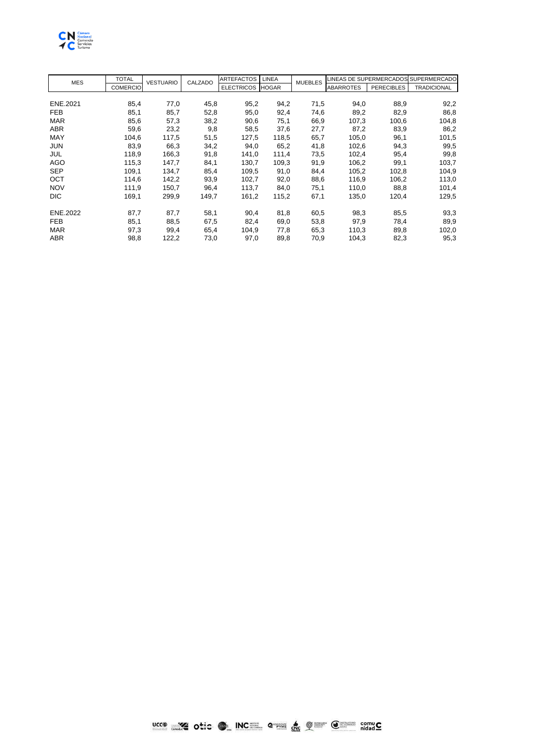| MES | TOTAL | VESTUARIO | CALZADO | ARTEFACTOS | LINEA | MUEBLES | LINEAS DE SUPERMERCADOS | | SUPERMERCADO |
|---|---|---|---|---|---|---|---|---|---|
| | COMERCIO | | | ELECTRICOS | HOGAR | | ABARROTES | PERECIBLES | TRADICIONAL |
| ENE.2021 | 85,4 | 77,0 | 45,8 | 95,2 | 94,2 | 71,5 | 94,0 | 88,9 | 92,2 |
| FEB | 85,1 | 85,7 | 52,8 | 95,0 | 92,4 | 74,6 | 89,2 | 82,9 | 86,8 |
| MAR | 85,6 | 57,3 | 38,2 | 90,6 | 75,1 | 66,9 | 107,3 | 100,6 | 104,8 |
| ABR | 59,6 | 23,2 | 9,8 | 58,5 | 37,6 | 27,7 | 87,2 | 83,9 | 86,2 |
| MAY | 104,6 | 117,5 | 51,5 | 127,5 | 118,5 | 65,7 | 105,0 | 96,1 | 101,5 |
| JUN | 83,9 | 66,3 | 34,2 | 94,0 | 65,2 | 41,8 | 102,6 | 94,3 | 99,5 |
| JUL | 118,9 | 166,3 | 91,8 | 141,0 | 111,4 | 73,5 | 102,4 | 95,4 | 99,8 |
| AGO | 115,3 | 147,7 | 84,1 | 130,7 | 109,3 | 91,9 | 106,2 | 99,1 | 103,7 |
| SEP | 109,1 | 134,7 | 85,4 | 109,5 | 91,0 | 84,4 | 105,2 | 102,8 | 104,9 |
| OCT | 114,6 | 142,2 | 93,9 | 102,7 | 92,0 | 88,6 | 116,9 | 106,2 | 113,0 |
| NOV | 111,9 | 150,7 | 96,4 | 113,7 | 84,0 | 75,1 | 110,0 | 88,8 | 101,4 |
| DIC | 169,1 | 299,9 | 149,7 | 161,2 | 115,2 | 67,1 | 135,0 | 120,4 | 129,5 |
| ENE.2022 | 87,7 | 87,7 | 58,1 | 90,4 | 81,8 | 60,5 | 98,3 | 85,5 | 93,3 |
| FEB | 85,1 | 88,5 | 67,5 | 82,4 | 69,0 | 53,8 | 97,9 | 78,4 | 89,9 |
| MAR | 97,3 | 99,4 | 65,4 | 104,9 | 77,8 | 65,3 | 110,3 | 89,8 | 102,0 |
| ABR | 98,8 | 122,2 | 73,0 | 97,0 | 89,8 | 70,9 | 104,3 | 82,3 | 95,3 |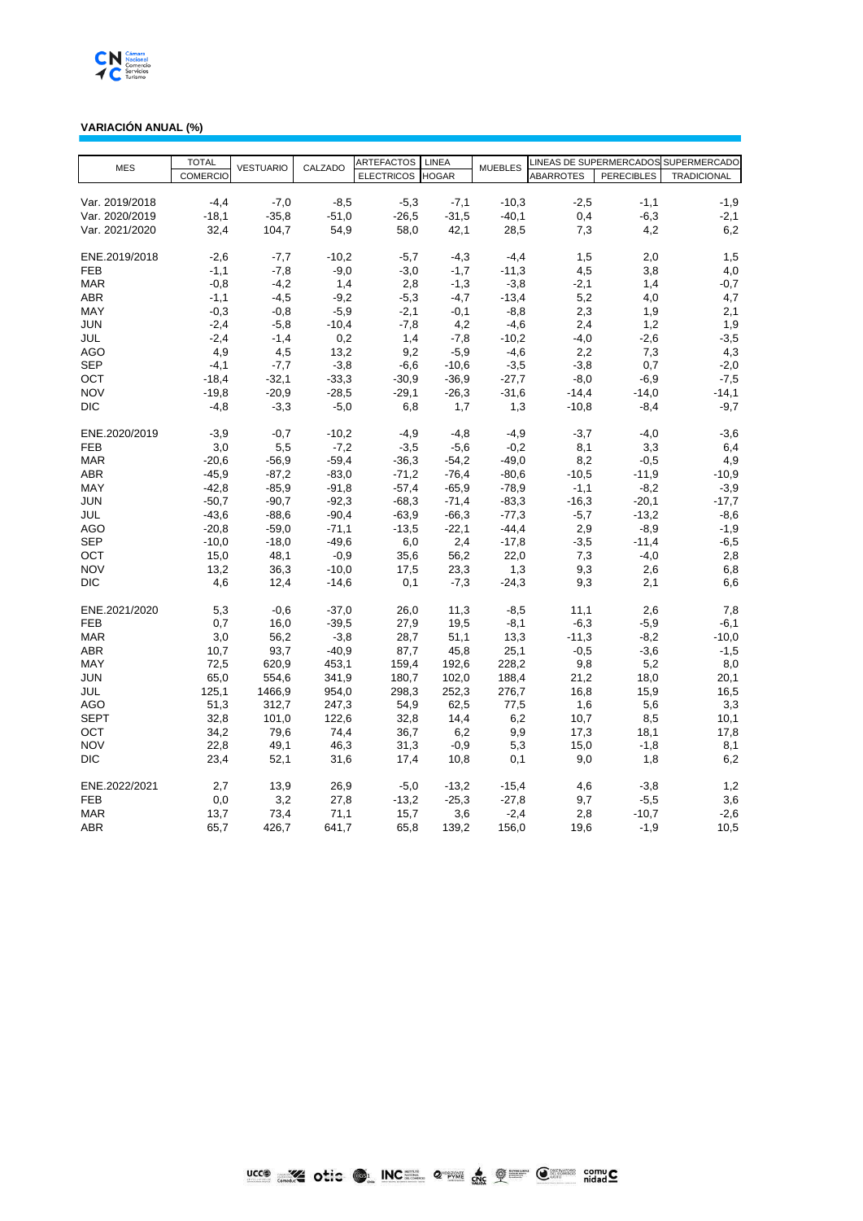**VARIACIÓN ANUAL (%)**

| MES | TOTAL COMERCIO | VESTUARIO | CALZADO | ARTEFACTOS ELECTRICOS | LINEA HOGAR | MUEBLES | LINEAS DE SUPERMERCADOS ABARROTES | PERECIBLES | SUPERMERCADO TRADICIONAL |
|---|---|---|---|---|---|---|---|---|---|
| Var. 2019/2018 | -4,4 | -7,0 | -8,5 | -5,3 | -7,1 | -10,3 | -2,5 | -1,1 | -1,9 |
| Var. 2020/2019 | -18,1 | -35,8 | -51,0 | -26,5 | -31,5 | -40,1 | 0,4 | -6,3 | -2,1 |
| Var. 2021/2020 | 32,4 | 104,7 | 54,9 | 58,0 | 42,1 | 28,5 | 7,3 | 4,2 | 6,2 |
| | | | | | | | | | |
| ENE.2019/2018 | -2,6 | -7,7 | -10,2 | -5,7 | -4,3 | -4,4 | 1,5 | 2,0 | 1,5 |
| FEB | -1,1 | -7,8 | -9,0 | -3,0 | -1,7 | -11,3 | 4,5 | 3,8 | 4,0 |
| MAR | -0,8 | -4,2 | 1,4 | 2,8 | -1,3 | -3,8 | -2,1 | 1,4 | -0,7 |
| ABR | -1,1 | -4,5 | -9,2 | -5,3 | -4,7 | -13,4 | 5,2 | 4,0 | 4,7 |
| MAY | -0,3 | -0,8 | -5,9 | -2,1 | -0,1 | -8,8 | 2,3 | 1,9 | 2,1 |
| JUN | -2,4 | -5,8 | -10,4 | -7,8 | 4,2 | -4,6 | 2,4 | 1,2 | 1,9 |
| JUL | -2,4 | -1,4 | 0,2 | 1,4 | -7,8 | -10,2 | -4,0 | -2,6 | -3,5 |
| AGO | 4,9 | 4,5 | 13,2 | 9,2 | -5,9 | -4,6 | 2,2 | 7,3 | 4,3 |
| SEP | -4,1 | -7,7 | -3,8 | -6,6 | -10,6 | -3,5 | -3,8 | 0,7 | -2,0 |
| OCT | -18,4 | -32,1 | -33,3 | -30,9 | -36,9 | -27,7 | -8,0 | -6,9 | -7,5 |
| NOV | -19,8 | -20,9 | -28,5 | -29,1 | -26,3 | -31,6 | -14,4 | -14,0 | -14,1 |
| DIC | -4,8 | -3,3 | -5,0 | 6,8 | 1,7 | 1,3 | -10,8 | -8,4 | -9,7 |
| | | | | | | | | | |
| ENE.2020/2019 | -3,9 | -0,7 | -10,2 | -4,9 | -4,8 | -4,9 | -3,7 | -4,0 | -3,6 |
| FEB | 3,0 | 5,5 | -7,2 | -3,5 | -5,6 | -0,2 | 8,1 | 3,3 | 6,4 |
| MAR | -20,6 | -56,9 | -59,4 | -36,3 | -54,2 | -49,0 | 8,2 | -0,5 | 4,9 |
| ABR | -45,9 | -87,2 | -83,0 | -71,2 | -76,4 | -80,6 | -10,5 | -11,9 | -10,9 |
| MAY | -42,8 | -85,9 | -91,8 | -57,4 | -65,9 | -78,9 | -1,1 | -8,2 | -3,9 |
| JUN | -50,7 | -90,7 | -92,3 | -68,3 | -71,4 | -83,3 | -16,3 | -20,1 | -17,7 |
| JUL | -43,6 | -88,6 | -90,4 | -63,9 | -66,3 | -77,3 | -5,7 | -13,2 | -8,6 |
| AGO | -20,8 | -59,0 | -71,1 | -13,5 | -22,1 | -44,4 | 2,9 | -8,9 | -1,9 |
| SEP | -10,0 | -18,0 | -49,6 | 6,0 | 2,4 | -17,8 | -3,5 | -11,4 | -6,5 |
| OCT | 15,0 | 48,1 | -0,9 | 35,6 | 56,2 | 22,0 | 7,3 | -4,0 | 2,8 |
| NOV | 13,2 | 36,3 | -10,0 | 17,5 | 23,3 | 1,3 | 9,3 | 2,6 | 6,8 |
| DIC | 4,6 | 12,4 | -14,6 | 0,1 | -7,3 | -24,3 | 9,3 | 2,1 | 6,6 |
| | | | | | | | | | |
| ENE.2021/2020 | 5,3 | -0,6 | -37,0 | 26,0 | 11,3 | -8,5 | 11,1 | 2,6 | 7,8 |
| FEB | 0,7 | 16,0 | -39,5 | 27,9 | 19,5 | -8,1 | -6,3 | -5,9 | -6,1 |
| MAR | 3,0 | 56,2 | -3,8 | 28,7 | 51,1 | 13,3 | -11,3 | -8,2 | -10,0 |
| ABR | 10,7 | 93,7 | -40,9 | 87,7 | 45,8 | 25,1 | -0,5 | -3,6 | -1,5 |
| MAY | 72,5 | 620,9 | 453,1 | 159,4 | 192,6 | 228,2 | 9,8 | 5,2 | 8,0 |
| JUN | 65,0 | 554,6 | 341,9 | 180,7 | 102,0 | 188,4 | 21,2 | 18,0 | 20,1 |
| JUL | 125,1 | 1466,9 | 954,0 | 298,3 | 252,3 | 276,7 | 16,8 | 15,9 | 16,5 |
| AGO | 51,3 | 312,7 | 247,3 | 54,9 | 62,5 | 77,5 | 1,6 | 5,6 | 3,3 |
| SEPT | 32,8 | 101,0 | 122,6 | 32,8 | 14,4 | 6,2 | 10,7 | 8,5 | 10,1 |
| OCT | 34,2 | 79,6 | 74,4 | 36,7 | 6,2 | 9,9 | 17,3 | 18,1 | 17,8 |
| NOV | 22,8 | 49,1 | 46,3 | 31,3 | -0,9 | 5,3 | 15,0 | -1,8 | 8,1 |
| DIC | 23,4 | 52,1 | 31,6 | 17,4 | 10,8 | 0,1 | 9,0 | 1,8 | 6,2 |
| | | | | | | | | | |
| ENE.2022/2021 | 2,7 | 13,9 | 26,9 | -5,0 | -13,2 | -15,4 | 4,6 | -3,8 | 1,2 |
| FEB | 0,0 | 3,2 | 27,8 | -13,2 | -25,3 | -27,8 | 9,7 | -5,5 | 3,6 |
| MAR | 13,7 | 73,4 | 71,1 | 15,7 | 3,6 | -2,4 | 2,8 | -10,7 | -2,6 |
| ABR | 65,7 | 426,7 | 641,7 | 65,8 | 139,2 | 156,0 | 19,6 | -1,9 | 10,5 |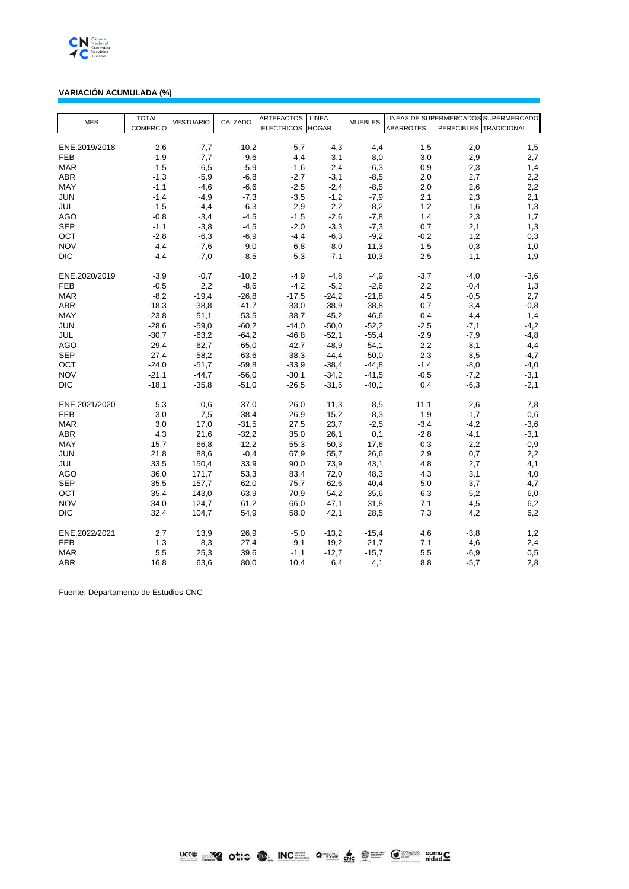**VARIACIÓN ACUMULADA (%)**

| MES | TOTAL COMERCIO | VESTUARIO | CALZADO | ARTEFACTOS ELECTRICOS | LINEA HOGAR | MUEBLES | LINEAS DE SUPERMERCADOS ABARROTES | PERECIBLES | SUPERMERCADO TRADICIONAL |
|---|---|---|---|---|---|---|---|---|---|
| ENE.2019/2018 | -2,6 | -7,7 | -10,2 | -5,7 | -4,3 | -4,4 | 1,5 | 2,0 | 1,5 |
| FEB | -1,9 | -7,7 | -9,6 | -4,4 | -3,1 | -8,0 | 3,0 | 2,9 | 2,7 |
| MAR | -1,5 | -6,5 | -5,9 | -1,6 | -2,4 | -6,3 | 0,9 | 2,3 | 1,4 |
| ABR | -1,3 | -5,9 | -6,8 | -2,7 | -3,1 | -8,5 | 2,0 | 2,7 | 2,2 |
| MAY | -1,1 | -4,6 | -6,6 | -2,5 | -2,4 | -8,5 | 2,0 | 2,6 | 2,2 |
| JUN | -1,4 | -4,9 | -7,3 | -3,5 | -1,2 | -7,9 | 2,1 | 2,3 | 2,1 |
| JUL | -1,5 | -4,4 | -6,3 | -2,9 | -2,2 | -8,2 | 1,2 | 1,6 | 1,3 |
| AGO | -0,8 | -3,4 | -4,5 | -1,5 | -2,6 | -7,8 | 1,4 | 2,3 | 1,7 |
| SEP | -1,1 | -3,8 | -4,5 | -2,0 | -3,3 | -7,3 | 0,7 | 2,1 | 1,3 |
| OCT | -2,8 | -6,3 | -6,9 | -4,4 | -6,3 | -9,2 | -0,2 | 1,2 | 0,3 |
| NOV | -4,4 | -7,6 | -9,0 | -6,8 | -8,0 | -11,3 | -1,5 | -0,3 | -1,0 |
| DIC | -4,4 | -7,0 | -8,5 | -5,3 | -7,1 | -10,3 | -2,5 | -1,1 | -1,9 |
| ENE.2020/2019 | -3,9 | -0,7 | -10,2 | -4,9 | -4,8 | -4,9 | -3,7 | -4,0 | -3,6 |
| FEB | -0,5 | 2,2 | -8,6 | -4,2 | -5,2 | -2,6 | 2,2 | -0,4 | 1,3 |
| MAR | -8,2 | -19,4 | -26,8 | -17,5 | -24,2 | -21,8 | 4,5 | -0,5 | 2,7 |
| ABR | -18,3 | -38,8 | -41,7 | -33,0 | -38,9 | -38,8 | 0,7 | -3,4 | -0,8 |
| MAY | -23,8 | -51,1 | -53,5 | -38,7 | -45,2 | -46,6 | 0,4 | -4,4 | -1,4 |
| JUN | -28,6 | -59,0 | -60,2 | -44,0 | -50,0 | -52,2 | -2,5 | -7,1 | -4,2 |
| JUL | -30,7 | -63,2 | -64,2 | -46,8 | -52,1 | -55,4 | -2,9 | -7,9 | -4,8 |
| AGO | -29,4 | -62,7 | -65,0 | -42,7 | -48,9 | -54,1 | -2,2 | -8,1 | -4,4 |
| SEP | -27,4 | -58,2 | -63,6 | -38,3 | -44,4 | -50,0 | -2,3 | -8,5 | -4,7 |
| OCT | -24,0 | -51,7 | -59,8 | -33,9 | -38,4 | -44,8 | -1,4 | -8,0 | -4,0 |
| NOV | -21,1 | -44,7 | -56,0 | -30,1 | -34,2 | -41,5 | -0,5 | -7,2 | -3,1 |
| DIC | -18,1 | -35,8 | -51,0 | -26,5 | -31,5 | -40,1 | 0,4 | -6,3 | -2,1 |
| ENE.2021/2020 | 5,3 | -0,6 | -37,0 | 26,0 | 11,3 | -8,5 | 11,1 | 2,6 | 7,8 |
| FEB | 3,0 | 7,5 | -38,4 | 26,9 | 15,2 | -8,3 | 1,9 | -1,7 | 0,6 |
| MAR | 3,0 | 17,0 | -31,5 | 27,5 | 23,7 | -2,5 | -3,4 | -4,2 | -3,6 |
| ABR | 4,3 | 21,6 | -32,2 | 35,0 | 26,1 | 0,1 | -2,8 | -4,1 | -3,1 |
| MAY | 15,7 | 66,8 | -12,2 | 55,3 | 50,3 | 17,6 | -0,3 | -2,2 | -0,9 |
| JUN | 21,8 | 88,6 | -0,4 | 67,9 | 55,7 | 26,6 | 2,9 | 0,7 | 2,2 |
| JUL | 33,5 | 150,4 | 33,9 | 90,0 | 73,9 | 43,1 | 4,8 | 2,7 | 4,1 |
| AGO | 36,0 | 171,7 | 53,3 | 83,4 | 72,0 | 48,3 | 4,3 | 3,1 | 4,0 |
| SEP | 35,5 | 157,7 | 62,0 | 75,7 | 62,6 | 40,4 | 5,0 | 3,7 | 4,7 |
| OCT | 35,4 | 143,0 | 63,9 | 70,9 | 54,2 | 35,6 | 6,3 | 5,2 | 6,0 |
| NOV | 34,0 | 124,7 | 61,2 | 66,0 | 47,1 | 31,8 | 7,1 | 4,5 | 6,2 |
| DIC | 32,4 | 104,7 | 54,9 | 58,0 | 42,1 | 28,5 | 7,3 | 4,2 | 6,2 |
| ENE.2022/2021 | 2,7 | 13,9 | 26,9 | -5,0 | -13,2 | -15,4 | 4,6 | -3,8 | 1,2 |
| FEB | 1,3 | 8,3 | 27,4 | -9,1 | -19,2 | -21,7 | 7,1 | -4,6 | 2,4 |
| MAR | 5,5 | 25,3 | 39,6 | -1,1 | -12,7 | -15,7 | 5,5 | -6,9 | 0,5 |
| ABR | 16,8 | 63,6 | 80,0 | 10,4 | 6,4 | 4,1 | 8,8 | -5,7 | 2,8 |

Fuente: Departamento de Estudios CNC